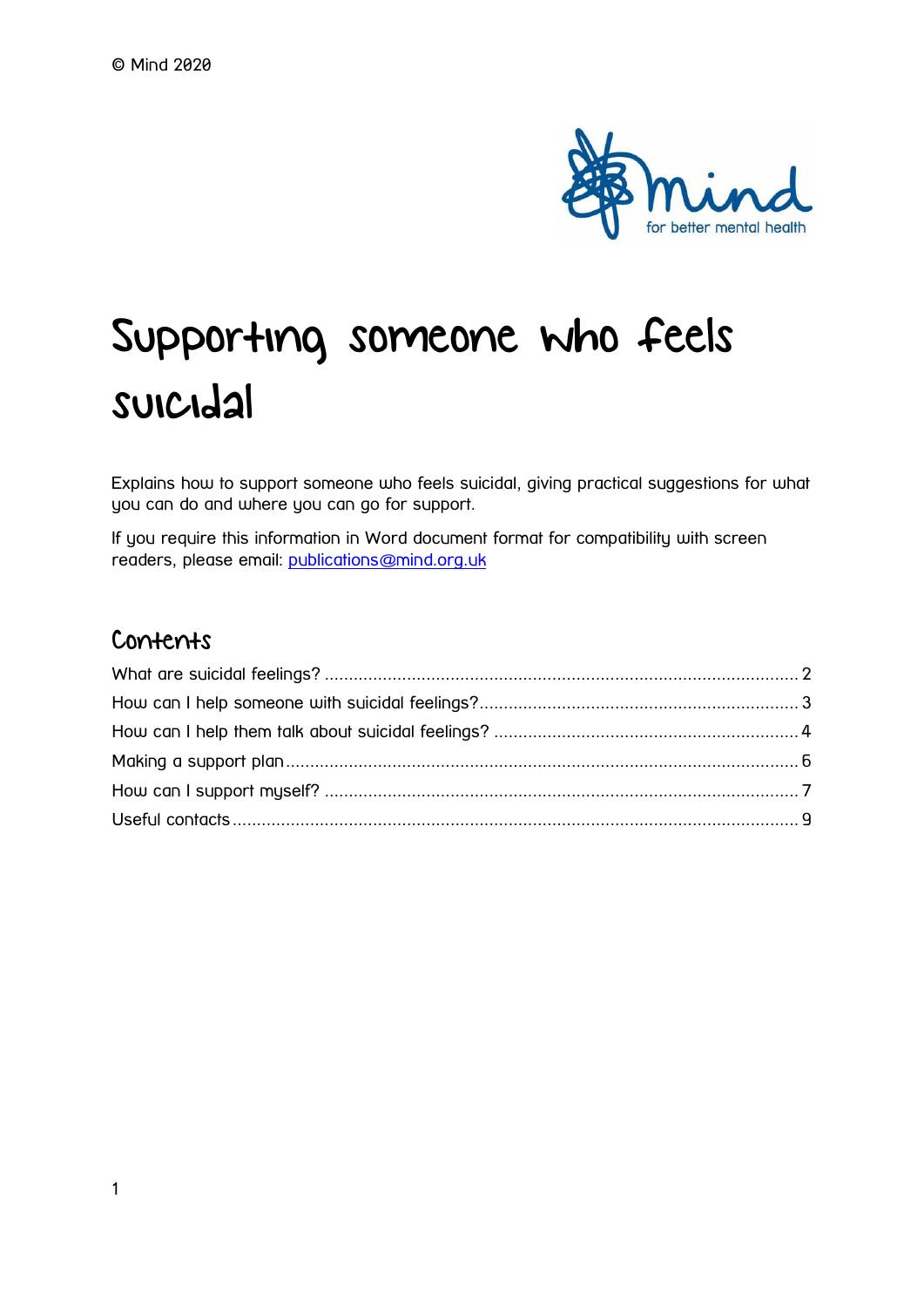© Mind 2020

# Supporting someone who feels suicidal

Explains how to support someone who feels suicidal, giving practical suggestions for what you can do and where you can go for support.

If you require this information in Word document format for compatibility with screen readers, please email: publications@mind.org.uk

## Contents

What are suicidal feelings? .......... 2
How can I help someone with suicidal feelings? .......... 3
How can I help them talk about suicidal feelings? .......... 4
Making a support plan .......... 6
How can I support myself? .......... 7
Useful contacts .......... 9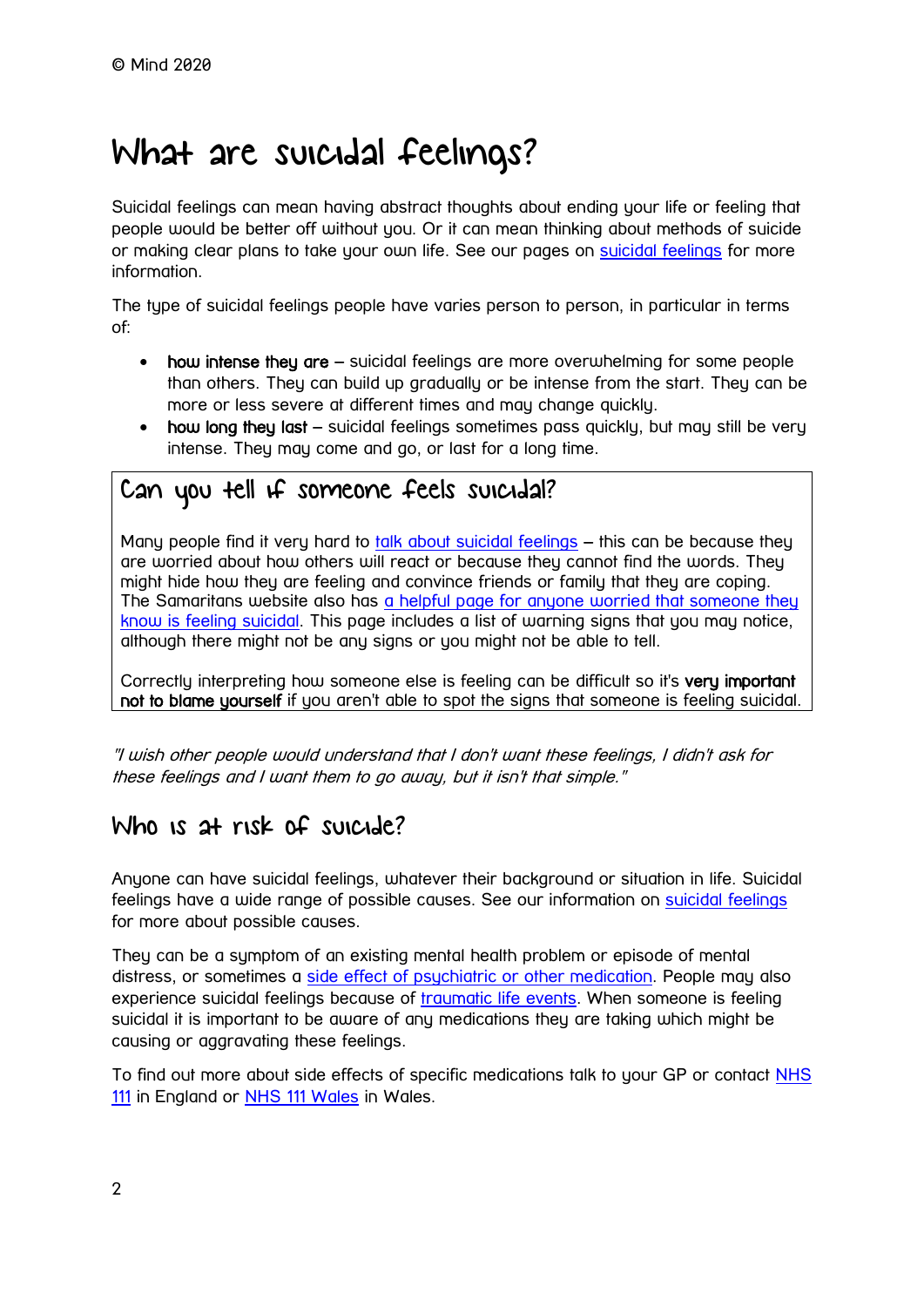© Mind 2020

# What are suicidal feelings?

Suicidal feelings can mean having abstract thoughts about ending your life or feeling that people would be better off without you. Or it can mean thinking about methods of suicide or making clear plans to take your own life. See our pages on suicidal feelings for more information.

The type of suicidal feelings people have varies person to person, in particular in terms of:

- **how intense they are** – suicidal feelings are more overwhelming for some people than others. They can build up gradually or be intense from the start. They can be more or less severe at different times and may change quickly.
- **how long they last** – suicidal feelings sometimes pass quickly, but may still be very intense. They may come and go, or last for a long time.

## Can you tell if someone feels suicidal?

Many people find it very hard to talk about suicidal feelings – this can be because they are worried about how others will react or because they cannot find the words. They might hide how they are feeling and convince friends or family that they are coping. The Samaritans website also has a helpful page for anyone worried that someone they know is feeling suicidal. This page includes a list of warning signs that you may notice, although there might not be any signs or you might not be able to tell.

Correctly interpreting how someone else is feeling can be difficult so it's **very important not to blame yourself** if you aren't able to spot the signs that someone is feeling suicidal.

*"I wish other people would understand that I don't want these feelings, I didn't ask for these feelings and I want them to go away, but it isn't that simple."*

## Who is at risk of suicide?

Anyone can have suicidal feelings, whatever their background or situation in life. Suicidal feelings have a wide range of possible causes. See our information on suicidal feelings for more about possible causes.

They can be a symptom of an existing mental health problem or episode of mental distress, or sometimes a side effect of psychiatric or other medication. People may also experience suicidal feelings because of traumatic life events. When someone is feeling suicidal it is important to be aware of any medications they are taking which might be causing or aggravating these feelings.

To find out more about side effects of specific medications talk to your GP or contact NHS 111 in England or NHS 111 Wales in Wales.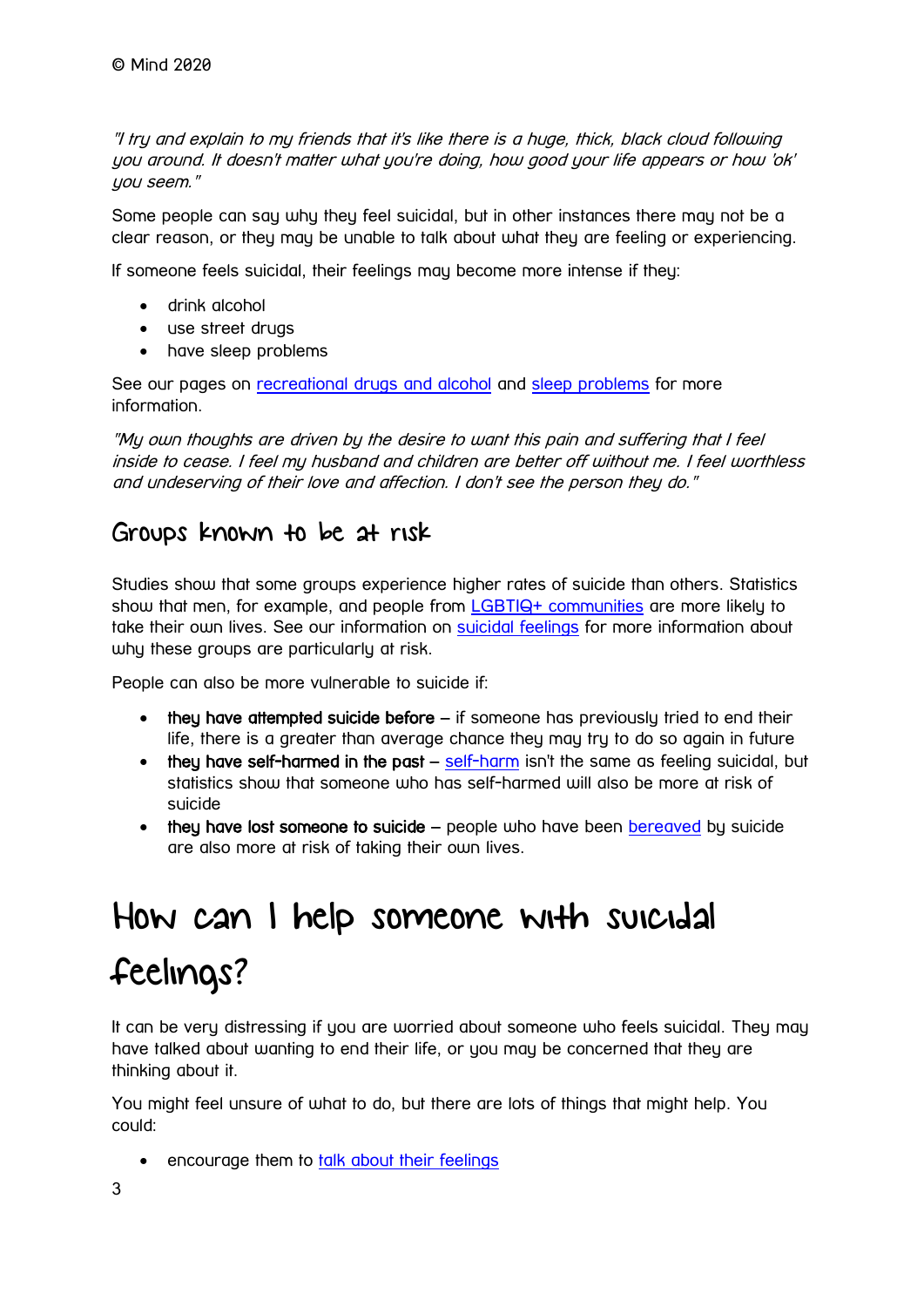*"I try and explain to my friends that it's like there is a huge, thick, black cloud following you around. It doesn't matter what you're doing, how good your life appears or how 'ok' you seem."*

Some people can say why they feel suicidal, but in other instances there may not be a clear reason, or they may be unable to talk about what they are feeling or experiencing.

If someone feels suicidal, their feelings may become more intense if they:

- drink alcohol
- use street drugs
- have sleep problems

See our pages on recreational drugs and alcohol and sleep problems for more information.

*"My own thoughts are driven by the desire to want this pain and suffering that I feel inside to cease. I feel my husband and children are better off without me. I feel worthless and undeserving of their love and affection. I don't see the person they do."*

## Groups known to be at risk

Studies show that some groups experience higher rates of suicide than others. Statistics show that men, for example, and people from LGBTIQ+ communities are more likely to take their own lives. See our information on suicidal feelings for more information about why these groups are particularly at risk.

People can also be more vulnerable to suicide if:

- **they have attempted suicide before** – if someone has previously tried to end their life, there is a greater than average chance they may try to do so again in future
- **they have self-harmed in the past** – self-harm isn't the same as feeling suicidal, but statistics show that someone who has self-harmed will also be more at risk of suicide
- **they have lost someone to suicide** – people who have been bereaved by suicide are also more at risk of taking their own lives.

# How can I help someone with suicidal feelings?

It can be very distressing if you are worried about someone who feels suicidal. They may have talked about wanting to end their life, or you may be concerned that they are thinking about it.

You might feel unsure of what to do, but there are lots of things that might help. You could:

- encourage them to talk about their feelings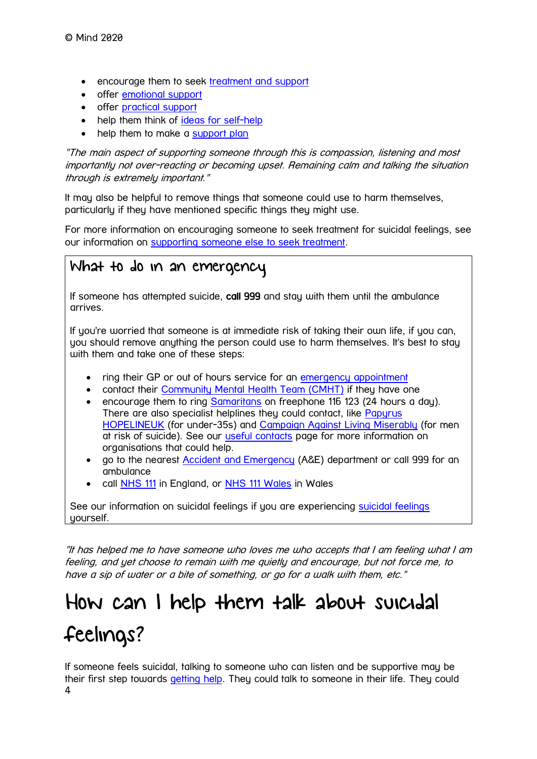- encourage them to seek [treatment and support]
- offer [emotional support]
- offer [practical support]
- help them think of [ideas for self-help]
- help them to make a [support plan]

*"The main aspect of supporting someone through this is compassion, listening and most importantly not over-reacting or becoming upset. Remaining calm and talking the situation through is extremely important."*

It may also be helpful to remove things that someone could use to harm themselves, particularly if they have mentioned specific things they might use.

For more information on encouraging someone to seek treatment for suicidal feelings, see our information on supporting someone else to seek treatment.

## What to do in an emergency

If someone has attempted suicide, **call 999** and stay with them until the ambulance arrives.

If you're worried that someone is at immediate risk of taking their own life, if you can, you should remove anything the person could use to harm themselves. It's best to stay with them and take one of these steps:

- ring their GP or out of hours service for an emergency appointment
- contact their Community Mental Health Team (CMHT) if they have one
- encourage them to ring Samaritans on freephone 116 123 (24 hours a day). There are also specialist helplines they could contact, like Papyrus HOPELINEUK (for under-35s) and Campaign Against Living Miserably (for men at risk of suicide). See our useful contacts page for more information on organisations that could help.
- go to the nearest Accident and Emergency (A&E) department or call 999 for an ambulance
- call NHS 111 in England, or NHS 111 Wales in Wales

See our information on suicidal feelings if you are experiencing suicidal feelings yourself.

*"It has helped me to have someone who loves me who accepts that I am feeling what I am feeling, and yet choose to remain with me quietly and encourage, but not force me, to have a sip of water or a bite of something, or go for a walk with them, etc."*

# How can I help them talk about suicidal feelings?

If someone feels suicidal, talking to someone who can listen and be supportive may be their first step towards getting help. They could talk to someone in their life. They could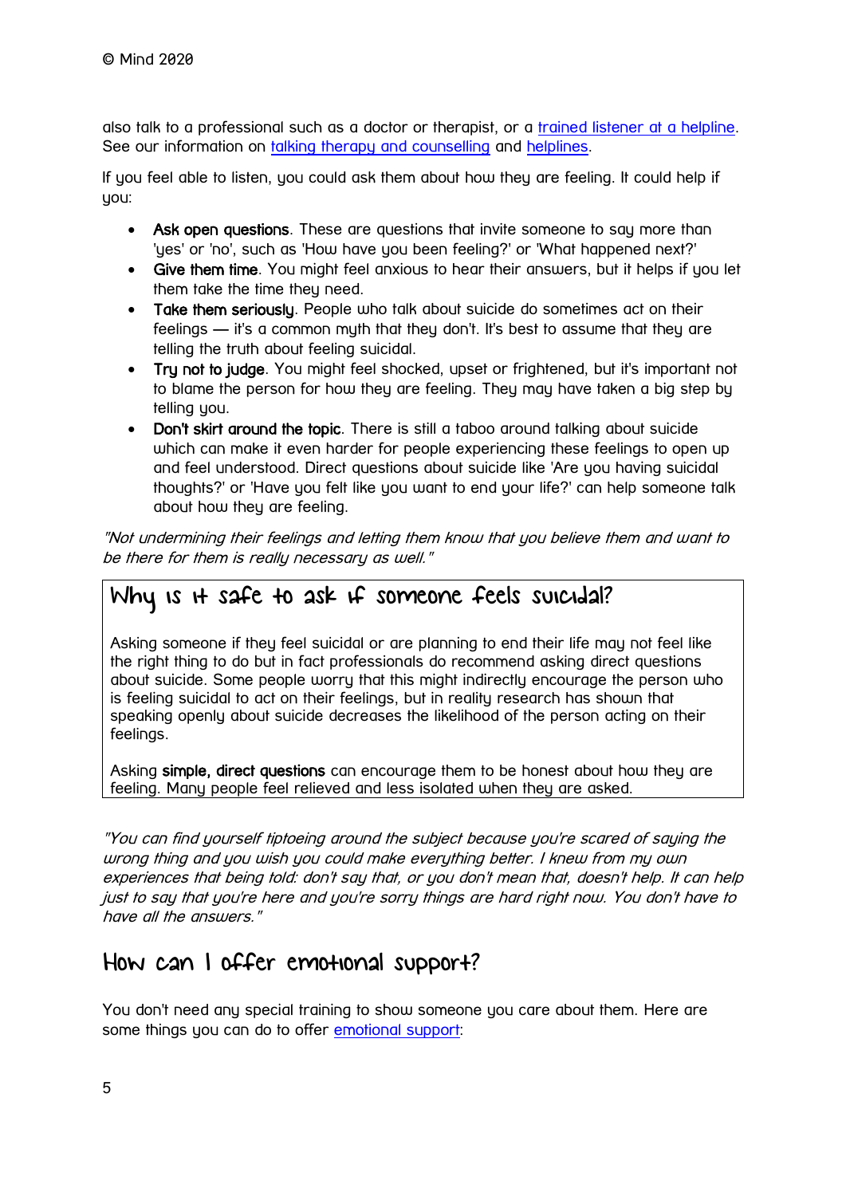also talk to a professional such as a doctor or therapist, or a trained listener at a helpline. See our information on talking therapy and counselling and helplines.

If you feel able to listen, you could ask them about how they are feeling. It could help if you:

- **Ask open questions**. These are questions that invite someone to say more than 'yes' or 'no', such as 'How have you been feeling?' or 'What happened next?'
- **Give them time**. You might feel anxious to hear their answers, but it helps if you let them take the time they need.
- **Take them seriously**. People who talk about suicide do sometimes act on their feelings — it's a common myth that they don't. It's best to assume that they are telling the truth about feeling suicidal.
- **Try not to judge**. You might feel shocked, upset or frightened, but it's important not to blame the person for how they are feeling. They may have taken a big step by telling you.
- **Don't skirt around the topic**. There is still a taboo around talking about suicide which can make it even harder for people experiencing these feelings to open up and feel understood. Direct questions about suicide like 'Are you having suicidal thoughts?' or 'Have you felt like you want to end your life?' can help someone talk about how they are feeling.

*"Not undermining their feelings and letting them know that you believe them and want to be there for them is really necessary as well."*

## Why is it safe to ask if someone feels suicidal?

Asking someone if they feel suicidal or are planning to end their life may not feel like the right thing to do but in fact professionals do recommend asking direct questions about suicide. Some people worry that this might indirectly encourage the person who is feeling suicidal to act on their feelings, but in reality research has shown that speaking openly about suicide decreases the likelihood of the person acting on their feelings.

Asking **simple, direct questions** can encourage them to be honest about how they are feeling. Many people feel relieved and less isolated when they are asked.

*"You can find yourself tiptoeing around the subject because you're scared of saying the wrong thing and you wish you could make everything better. I knew from my own experiences that being told: don't say that, or you don't mean that, doesn't help. It can help just to say that you're here and you're sorry things are hard right now. You don't have to have all the answers."*

## How can I offer emotional support?

You don't need any special training to show someone you care about them. Here are some things you can do to offer emotional support: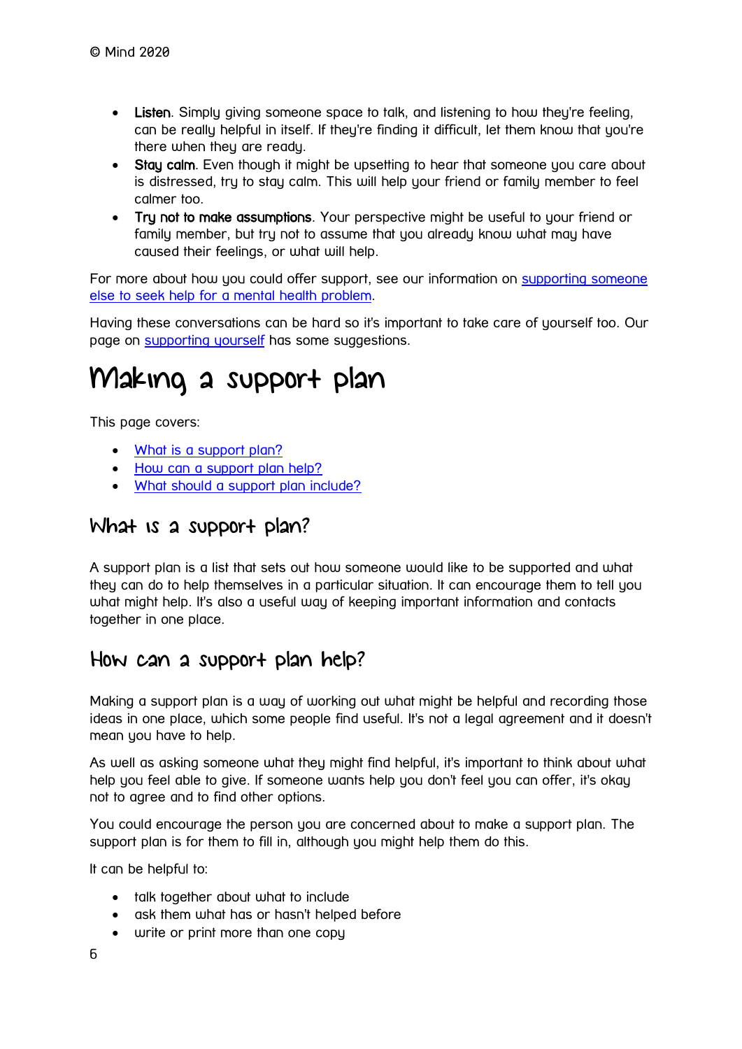- **Listen**. Simply giving someone space to talk, and listening to how they're feeling, can be really helpful in itself. If they're finding it difficult, let them know that you're there when they are ready.
- **Stay calm**. Even though it might be upsetting to hear that someone you care about is distressed, try to stay calm. This will help your friend or family member to feel calmer too.
- **Try not to make assumptions**. Your perspective might be useful to your friend or family member, but try not to assume that you already know what may have caused their feelings, or what will help.

For more about how you could offer support, see our information on [supporting someone else to seek help for a mental health problem](#).

Having these conversations can be hard so it's important to take care of yourself too. Our page on [supporting yourself](#) has some suggestions.

# Making a support plan

This page covers:

- [What is a support plan?](#)
- [How can a support plan help?](#)
- [What should a support plan include?](#)

## What is a support plan?

A support plan is a list that sets out how someone would like to be supported and what they can do to help themselves in a particular situation. It can encourage them to tell you what might help. It's also a useful way of keeping important information and contacts together in one place.

## How can a support plan help?

Making a support plan is a way of working out what might be helpful and recording those ideas in one place, which some people find useful. It's not a legal agreement and it doesn't mean you have to help.

As well as asking someone what they might find helpful, it's important to think about what help you feel able to give. If someone wants help you don't feel you can offer, it's okay not to agree and to find other options.

You could encourage the person you are concerned about to make a support plan. The support plan is for them to fill in, although you might help them do this.

It can be helpful to:

- talk together about what to include
- ask them what has or hasn't helped before
- write or print more than one copy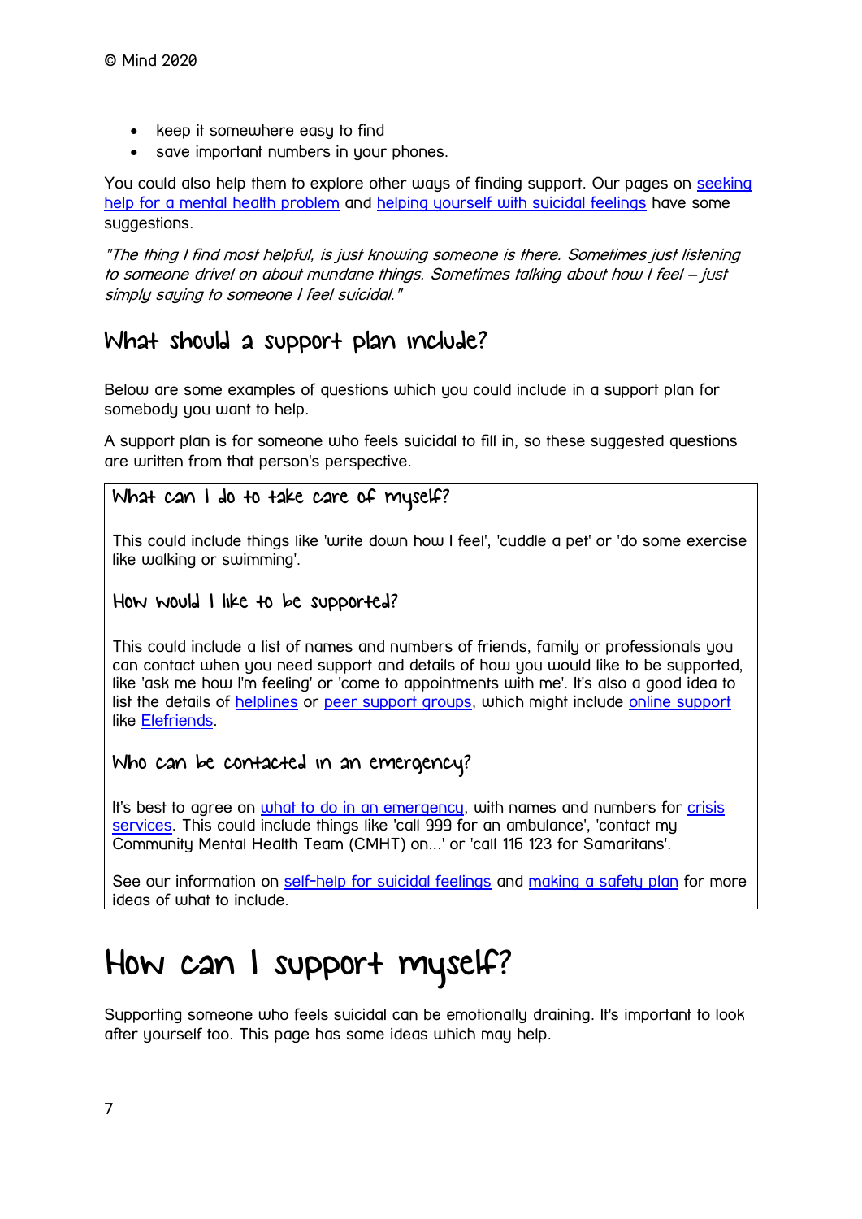- keep it somewhere easy to find
- save important numbers in your phones.

You could also help them to explore other ways of finding support. Our pages on seeking help for a mental health problem and helping yourself with suicidal feelings have some suggestions.

*"The thing I find most helpful, is just knowing someone is there. Sometimes just listening to someone drivel on about mundane things. Sometimes talking about how I feel – just simply saying to someone I feel suicidal."*

## What should a support plan include?

Below are some examples of questions which you could include in a support plan for somebody you want to help.

A support plan is for someone who feels suicidal to fill in, so these suggested questions are written from that person's perspective.

### What can I do to take care of myself?

This could include things like 'write down how I feel', 'cuddle a pet' or 'do some exercise like walking or swimming'.

### How would I like to be supported?

This could include a list of names and numbers of friends, family or professionals you can contact when you need support and details of how you would like to be supported, like 'ask me how I'm feeling' or 'come to appointments with me'. It's also a good idea to list the details of helplines or peer support groups, which might include online support like Elefriends.

### Who can be contacted in an emergency?

It's best to agree on what to do in an emergency, with names and numbers for crisis services. This could include things like 'call 999 for an ambulance', 'contact my Community Mental Health Team (CMHT) on...' or 'call 116 123 for Samaritans'.

See our information on self-help for suicidal feelings and making a safety plan for more ideas of what to include.

# How can I support myself?

Supporting someone who feels suicidal can be emotionally draining. It's important to look after yourself too. This page has some ideas which may help.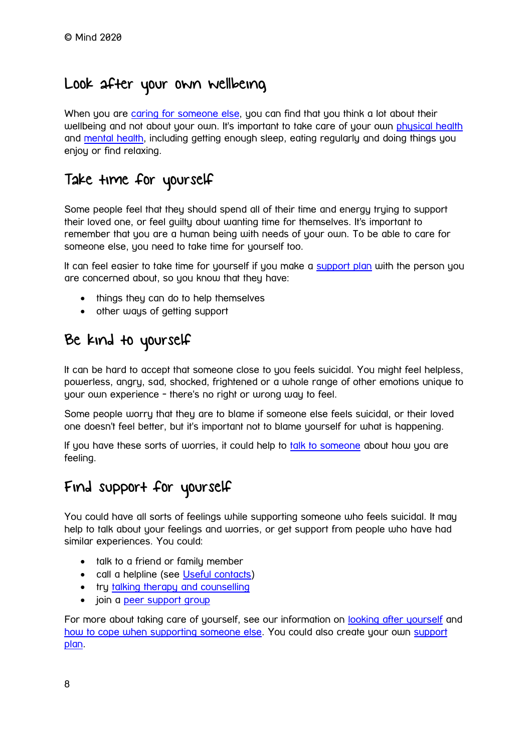## Look after your own wellbeing

When you are caring for someone else, you can find that you think a lot about their wellbeing and not about your own. It's important to take care of your own physical health and mental health, including getting enough sleep, eating regularly and doing things you enjoy or find relaxing.

## Take time for yourself

Some people feel that they should spend all of their time and energy trying to support their loved one, or feel guilty about wanting time for themselves. It's important to remember that you are a human being with needs of your own. To be able to care for someone else, you need to take time for yourself too.

It can feel easier to take time for yourself if you make a support plan with the person you are concerned about, so you know that they have:

- things they can do to help themselves
- other ways of getting support

## Be kind to yourself

It can be hard to accept that someone close to you feels suicidal. You might feel helpless, powerless, angry, sad, shocked, frightened or a whole range of other emotions unique to your own experience – there's no right or wrong way to feel.

Some people worry that they are to blame if someone else feels suicidal, or their loved one doesn't feel better, but it's important not to blame yourself for what is happening.

If you have these sorts of worries, it could help to talk to someone about how you are feeling.

## Find support for yourself

You could have all sorts of feelings while supporting someone who feels suicidal. It may help to talk about your feelings and worries, or get support from people who have had similar experiences. You could:

- talk to a friend or family member
- call a helpline (see Useful contacts)
- try talking therapy and counselling
- join a peer support group

For more about taking care of yourself, see our information on looking after yourself and how to cope when supporting someone else. You could also create your own support plan.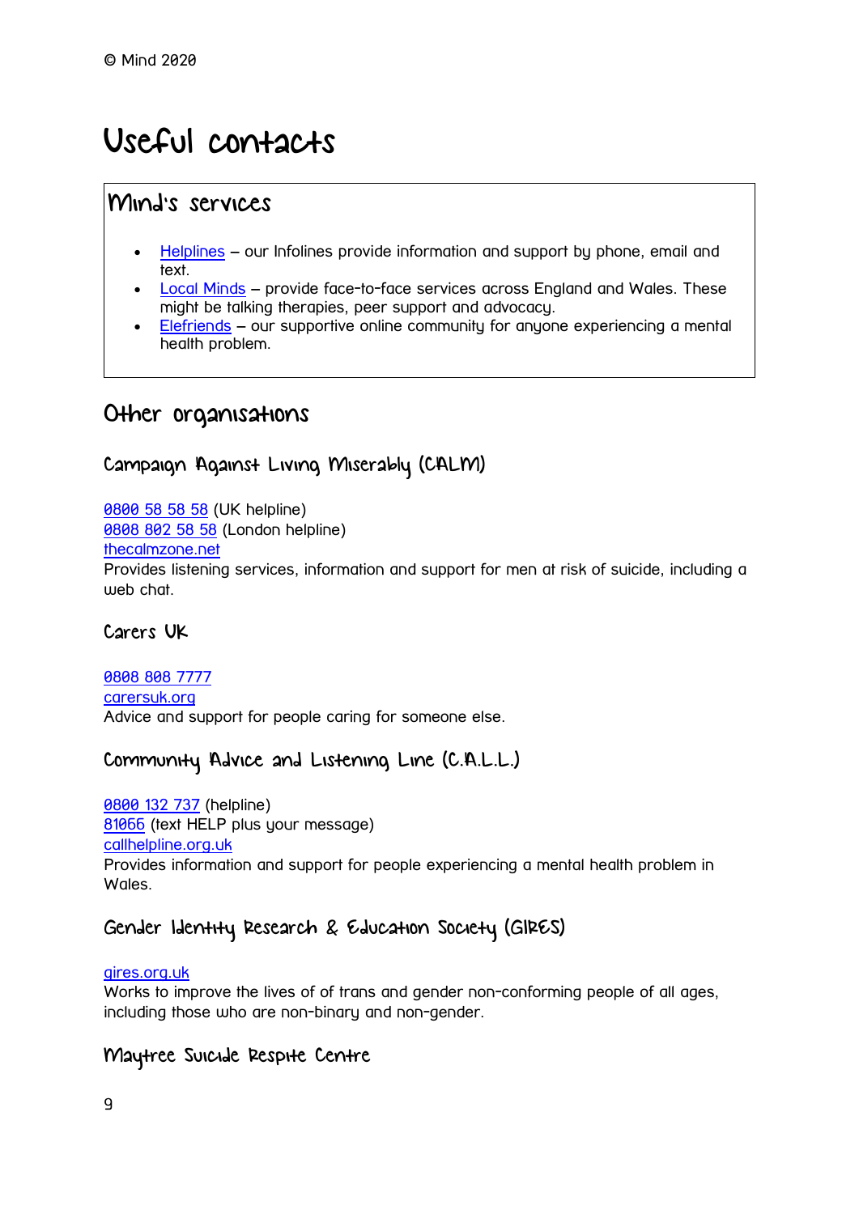© Mind 2020

# Useful contacts

## Mind's services

- Helplines – our Infolines provide information and support by phone, email and text.
- Local Minds – provide face-to-face services across England and Wales. These might be talking therapies, peer support and advocacy.
- Elefriends – our supportive online community for anyone experiencing a mental health problem.

## Other organisations

### Campaign Against Living Miserably (CALM)

0800 58 58 58 (UK helpline)
0808 802 58 58 (London helpline)
thecalmzone.net
Provides listening services, information and support for men at risk of suicide, including a web chat.

### Carers UK

0808 808 7777
carersuk.org
Advice and support for people caring for someone else.

### Community Advice and Listening Line (C.A.L.L.)

0800 132 737 (helpline)
81066 (text HELP plus your message)
callhelpline.org.uk
Provides information and support for people experiencing a mental health problem in Wales.

### Gender Identity Research & Education Society (GIRES)

gires.org.uk
Works to improve the lives of of trans and gender non-conforming people of all ages, including those who are non-binary and non-gender.

### Maytree Suicide Respite Centre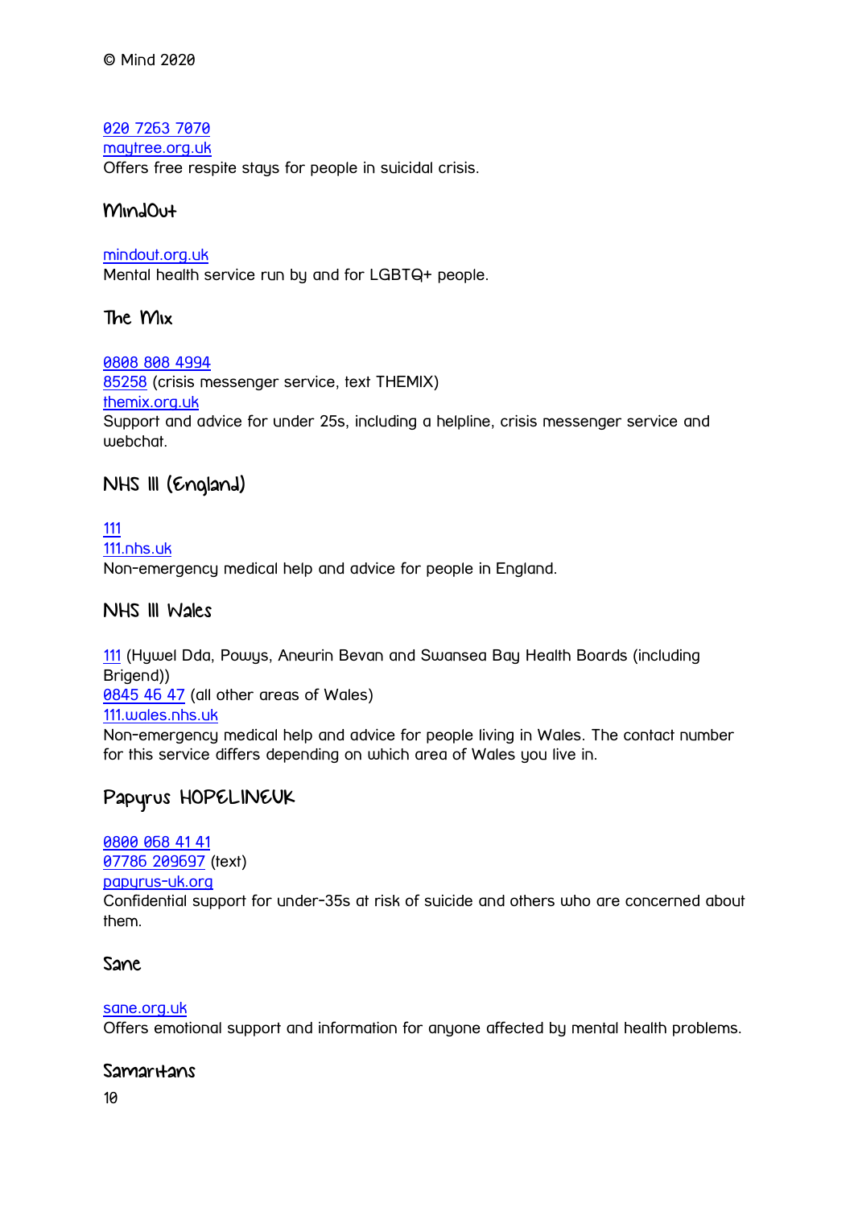020 7263 7070
maytree.org.uk
Offers free respite stays for people in suicidal crisis.

## MindOut

mindout.org.uk
Mental health service run by and for LGBTQ+ people.

## The Mix

0808 808 4994
85258 (crisis messenger service, text THEMIX)
themix.org.uk
Support and advice for under 25s, including a helpline, crisis messenger service and webchat.

## NHS 111 (England)

111
111.nhs.uk
Non-emergency medical help and advice for people in England.

## NHS 111 Wales

111 (Hywel Dda, Powys, Aneurin Bevan and Swansea Bay Health Boards (including Brigend))
0845 46 47 (all other areas of Wales)
111.wales.nhs.uk
Non-emergency medical help and advice for people living in Wales. The contact number for this service differs depending on which area of Wales you live in.

## Papyrus HOPELINEUK

0800 068 41 41
07786 209697 (text)
papyrus-uk.org
Confidential support for under-35s at risk of suicide and others who are concerned about them.

## Sane

sane.org.uk
Offers emotional support and information for anyone affected by mental health problems.

## Samaritans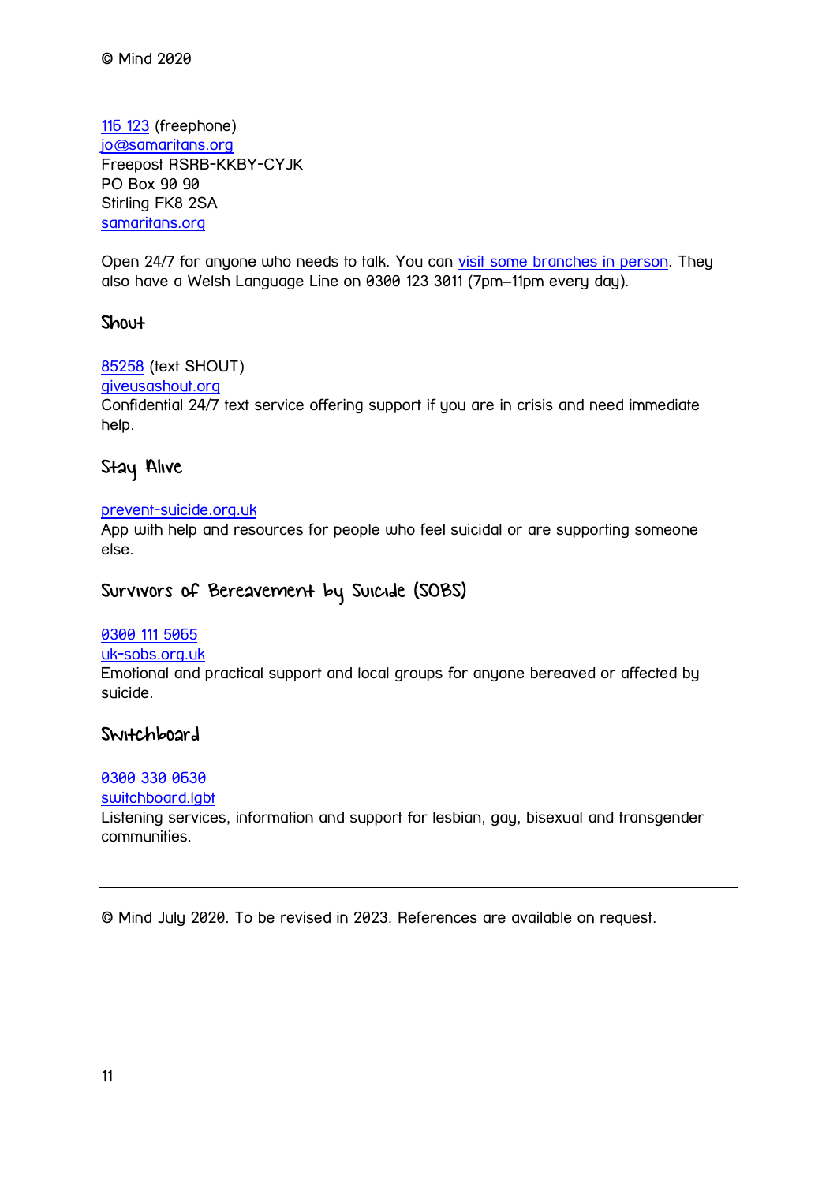116 123 (freephone)
jo@samaritans.org
Freepost RSRB-KKBY-CYJK
PO Box 90 90
Stirling FK8 2SA
samaritans.org

Open 24/7 for anyone who needs to talk. You can visit some branches in person. They also have a Welsh Language Line on 0300 123 3011 (7pm–11pm every day).

### Shout

85258 (text SHOUT)
giveusashout.org
Confidential 24/7 text service offering support if you are in crisis and need immediate help.

### Stay Alive

prevent-suicide.org.uk
App with help and resources for people who feel suicidal or are supporting someone else.

### Survivors of Bereavement by Suicide (SOBS)

0300 111 5065
uk-sobs.org.uk
Emotional and practical support and local groups for anyone bereaved or affected by suicide.

### Switchboard

0300 330 0630
switchboard.lgbt
Listening services, information and support for lesbian, gay, bisexual and transgender communities.

---

© Mind July 2020. To be revised in 2023. References are available on request.